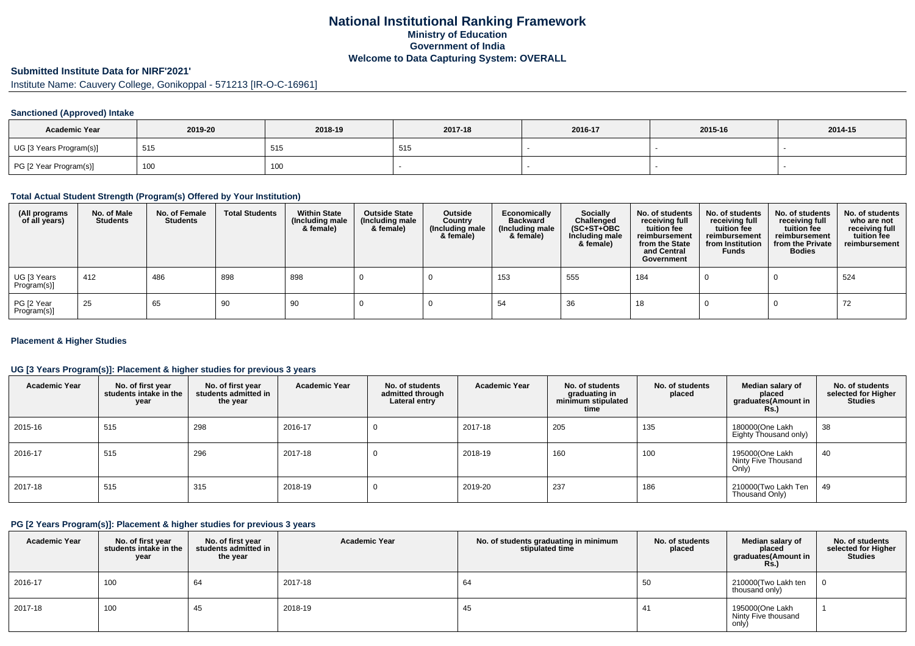# National Institutional Ranking Framework
## Ministry of Education
## Government of India
## Welcome to Data Capturing System: OVERALL

**Submitted Institute Data for NIRF'2021'**

Institute Name: Cauvery College, Gonikoppal - 571213 [IR-O-C-16961]

### Sanctioned (Approved) Intake

| Academic Year | 2019-20 | 2018-19 | 2017-18 | 2016-17 | 2015-16 | 2014-15 |
|---|---|---|---|---|---|---|
| UG [3 Years Program(s)] | 515 | 515 | 515 | - | - | - |
| PG [2 Year Program(s)] | 100 | 100 | - | - | - | - |

### Total Actual Student Strength (Program(s) Offered by Your Institution)

| (All programs of all years) | No. of Male Students | No. of Female Students | Total Students | Within State (Including male & female) | Outside State (Including male & female) | Outside Country (Including male & female) | Economically Backward (Including male & female) | Socially Challenged (SC+ST+OBC Including male & female) | No. of students receiving full tuition fee reimbursement from the State and Central Government | No. of students receiving full tuition fee reimbursement from Institution Funds | No. of students receiving full tuition fee reimbursement from the Private Bodies | No. of students who are not receiving full tuition fee reimbursement |
|---|---|---|---|---|---|---|---|---|---|---|---|---|
| UG [3 Years Program(s)] | 412 | 486 | 898 | 898 | 0 | 0 | 153 | 555 | 184 | 0 | 0 | 524 |
| PG [2 Year Program(s)] | 25 | 65 | 90 | 90 | 0 | 0 | 54 | 36 | 18 | 0 | 0 | 72 |

### Placement & Higher Studies

### UG [3 Years Program(s)]: Placement & higher studies for previous 3 years

| Academic Year | No. of first year students intake in the year | No. of first year students admitted in the year | Academic Year | No. of students admitted through Lateral entry | Academic Year | No. of students graduating in minimum stipulated time | No. of students placed | Median salary of placed graduates(Amount in Rs.) | No. of students selected for Higher Studies |
|---|---|---|---|---|---|---|---|---|---|
| 2015-16 | 515 | 298 | 2016-17 | 0 | 2017-18 | 205 | 135 | 180000(One Lakh Eighty Thousand only) | 38 |
| 2016-17 | 515 | 296 | 2017-18 | 0 | 2018-19 | 160 | 100 | 195000(One Lakh Ninty Five Thousand Only) | 40 |
| 2017-18 | 515 | 315 | 2018-19 | 0 | 2019-20 | 237 | 186 | 210000(Two Lakh Ten Thousand Only) | 49 |

### PG [2 Years Program(s)]: Placement & higher studies for previous 3 years

| Academic Year | No. of first year students intake in the year | No. of first year students admitted in the year | Academic Year | No. of students graduating in minimum stipulated time | No. of students placed | Median salary of placed graduates(Amount in Rs.) | No. of students selected for Higher Studies |
|---|---|---|---|---|---|---|---|
| 2016-17 | 100 | 64 | 2017-18 | 64 | 50 | 210000(Two Lakh ten thousand only) | 0 |
| 2017-18 | 100 | 45 | 2018-19 | 45 | 41 | 195000(One Lakh Ninty Five thousand only) | 1 |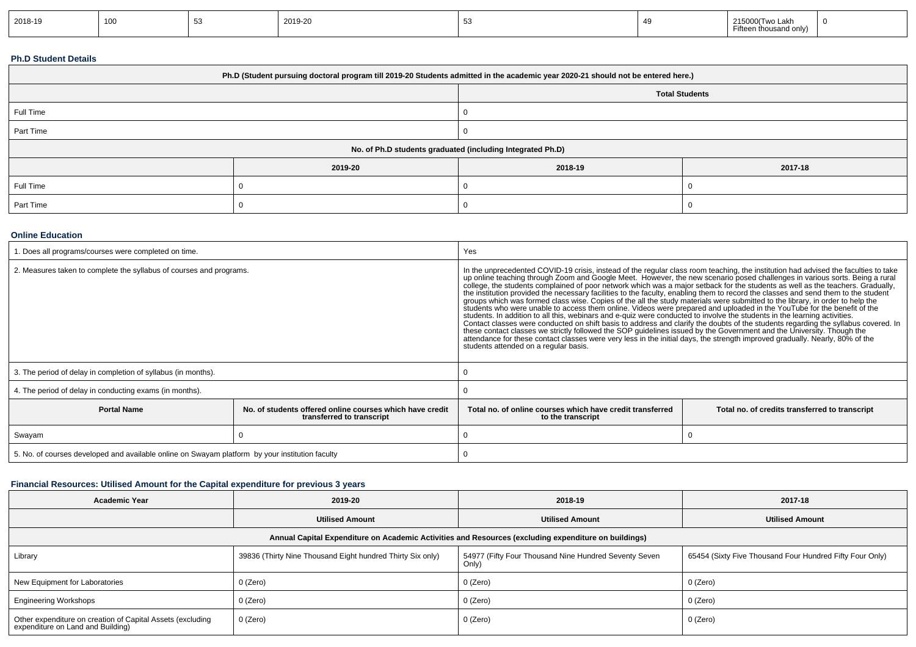| 2018-19 | 100 | 53 | 2019-20 | 53 | 49 | 215000(Two Lakh Fifteen thousand only) | 0 |
|---|---|---|---|---|---|---|---|

**Ph.D Student Details**

| Ph.D (Student pursuing doctoral program till 2019-20 Students admitted in the academic year 2020-21 should not be entered here.) | |
|---|---|
| | Total Students |
| Full Time | 0 |
| Part Time | 0 |

| No. of Ph.D students graduated (including Integrated Ph.D) | | | |
|---|---|---|---|
| | 2019-20 | 2018-19 | 2017-18 |
| Full Time | 0 | 0 | 0 |
| Part Time | 0 | 0 | 0 |

**Online Education**

| | |
|---|---|
| 1. Does all programs/courses were completed on time. | Yes |
| 2. Measures taken to complete the syllabus of courses and programs. | In the unprecedented COVID-19 crisis, instead of the regular class room teaching, the institution had advised the faculties to take up online teaching through Zoom and Google Meet. However, the new scenario posed challenges in various sorts. Being a rural college, the students complained of poor network which was a major setback for the students as well as the teachers. Gradually, the institution provided the necessary facilities to the faculty, enabling them to record the classes and send them to the student groups which was formed class wise. Copies of the all the study materials were submitted to the library, in order to help the students who were unable to access them online. Videos were prepared and uploaded in the YouTube for the benefit of the students. In addition to all this, webinars and e-quiz were conducted to involve the students in the learning activities. Contact classes were conducted on shift basis to address and clarify the doubts of the students regarding the syllabus covered. In these contact classes we strictly followed the SOP guidelines issued by the Government and the University. Though the attendance for these contact classes were very less in the initial days, the strength improved gradually. Nearly, 80% of the students attended on a regular basis. |
| 3. The period of delay in completion of syllabus (in months). | 0 |
| 4. The period of delay in conducting exams (in months). | 0 |

| Portal Name | No. of students offered online courses which have credit transferred to transcript | Total no. of online courses which have credit transferred to the transcript | Total no. of credits transferred to transcript |
|---|---|---|---|
| Swayam | 0 | 0 | 0 |
| 5. No. of courses developed and available online on Swayam platform by your institution faculty | | 0 | |

**Financial Resources: Utilised Amount for the Capital expenditure for previous 3 years**

| Academic Year | 2019-20 | 2018-19 | 2017-18 |
|---|---|---|---|
| | Utilised Amount | Utilised Amount | Utilised Amount |
| Annual Capital Expenditure on Academic Activities and Resources (excluding expenditure on buildings) | | | |
| Library | 39836 (Thirty Nine Thousand Eight hundred Thirty Six only) | 54977 (Fifty Four Thousand Nine Hundred Seventy Seven Only) | 65454 (Sixty Five Thousand Four Hundred Fifty Four Only) |
| New Equipment for Laboratories | 0 (Zero) | 0 (Zero) | 0 (Zero) |
| Engineering Workshops | 0 (Zero) | 0 (Zero) | 0 (Zero) |
| Other expenditure on creation of Capital Assets (excluding expenditure on Land and Building) | 0 (Zero) | 0 (Zero) | 0 (Zero) |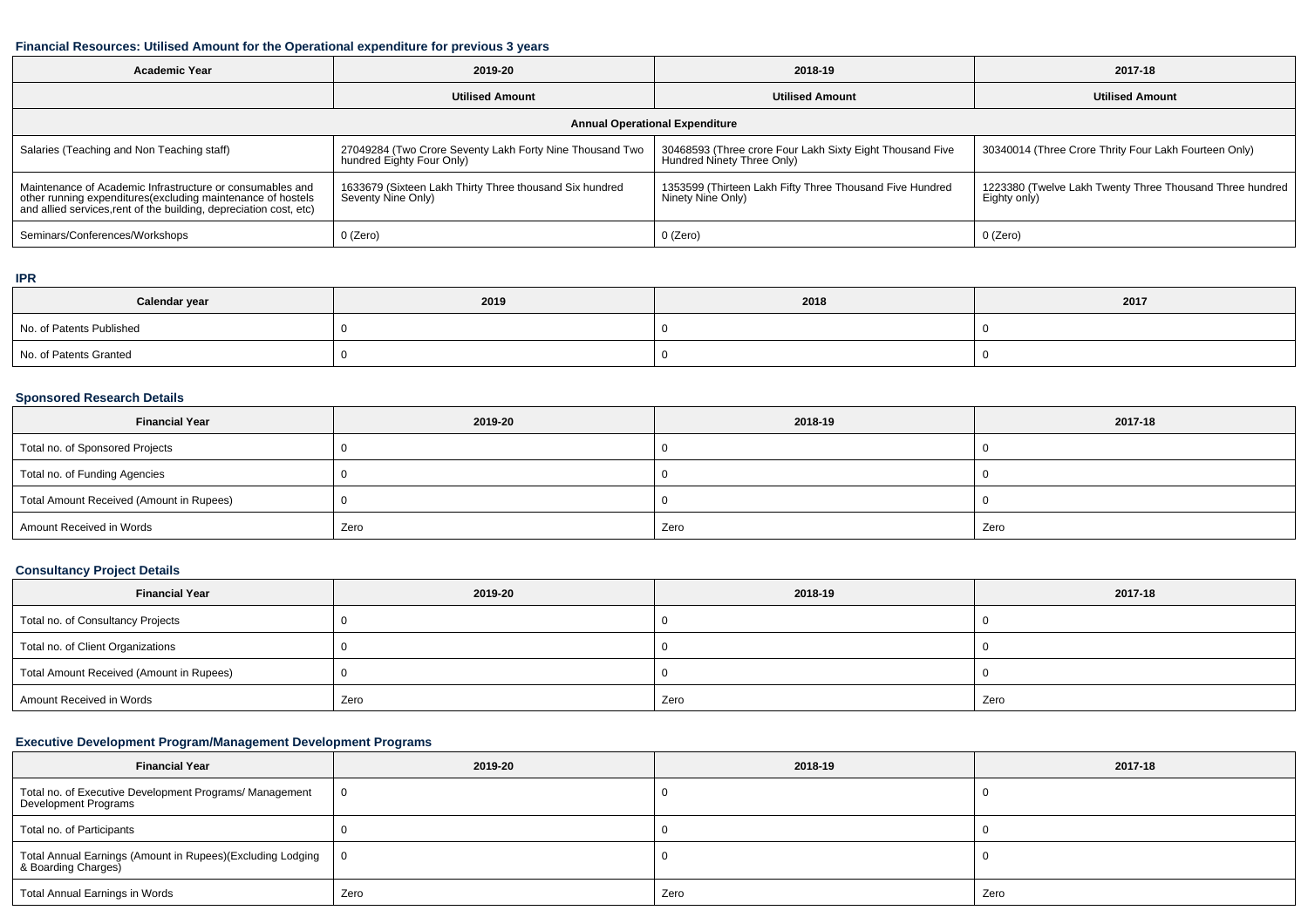### Financial Resources: Utilised Amount for the Operational expenditure for previous 3 years

| Academic Year | 2019-20 | 2018-19 | 2017-18 |
|---|---|---|---|
| | Utilised Amount | Utilised Amount | Utilised Amount |
| Annual Operational Expenditure | | | |
| Salaries (Teaching and Non Teaching staff) | 27049284 (Two Crore Seventy Lakh Forty Nine Thousand Two hundred Eighty Four Only) | 30468593 (Three crore Four Lakh Sixty Eight Thousand Five Hundred Ninety Three Only) | 30340014 (Three Crore Thrity Four Lakh Fourteen Only) |
| Maintenance of Academic Infrastructure or consumables and other running expenditures(excluding maintenance of hostels and allied services,rent of the building, depreciation cost, etc) | 1633679 (Sixteen Lakh Thirty Three thousand Six hundred Seventy Nine Only) | 1353599 (Thirteen Lakh Fifty Three Thousand Five Hundred Ninety Nine Only) | 1223380 (Twelve Lakh Twenty Three Thousand Three hundred Eighty only) |
| Seminars/Conferences/Workshops | 0 (Zero) | 0 (Zero) | 0 (Zero) |

### IPR

| Calendar year | 2019 | 2018 | 2017 |
|---|---|---|---|
| No. of Patents Published | 0 | 0 | 0 |
| No. of Patents Granted | 0 | 0 | 0 |

### Sponsored Research Details

| Financial Year | 2019-20 | 2018-19 | 2017-18 |
|---|---|---|---|
| Total no. of Sponsored Projects | 0 | 0 | 0 |
| Total no. of Funding Agencies | 0 | 0 | 0 |
| Total Amount Received (Amount in Rupees) | 0 | 0 | 0 |
| Amount Received in Words | Zero | Zero | Zero |

### Consultancy Project Details

| Financial Year | 2019-20 | 2018-19 | 2017-18 |
|---|---|---|---|
| Total no. of Consultancy Projects | 0 | 0 | 0 |
| Total no. of Client Organizations | 0 | 0 | 0 |
| Total Amount Received (Amount in Rupees) | 0 | 0 | 0 |
| Amount Received in Words | Zero | Zero | Zero |

### Executive Development Program/Management Development Programs

| Financial Year | 2019-20 | 2018-19 | 2017-18 |
|---|---|---|---|
| Total no. of Executive Development Programs/ Management Development Programs | 0 | 0 | 0 |
| Total no. of Participants | 0 | 0 | 0 |
| Total Annual Earnings (Amount in Rupees)(Excluding Lodging & Boarding Charges) | 0 | 0 | 0 |
| Total Annual Earnings in Words | Zero | Zero | Zero |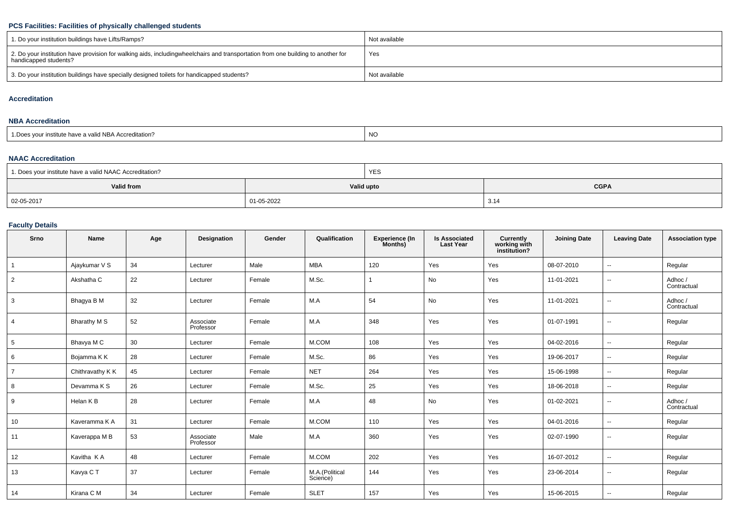### PCS Facilities: Facilities of physically challenged students

| | |
|---|---|
| 1. Do your institution buildings have Lifts/Ramps? | Not available |
| 2. Do your institution have provision for walking aids, includingwheelchairs and transportation from one building to another for handicapped students? | Yes |
| 3. Do your institution buildings have specially designed toilets for handicapped students? | Not available |

### Accreditation

#### NBA Accreditation

| | |
|---|---|
| 1.Does your institute have a valid NBA Accreditation? | NO |

#### NAAC Accreditation

| 1. Does your institute have a valid NAAC Accreditation? | YES | |
|---|---|---|
| **Valid from** | **Valid upto** | **CGPA** |
| 02-05-2017 | 01-05-2022 | 3.14 |

### Faculty Details

| Srno | Name | Age | Designation | Gender | Qualification | Experience (In Months) | Is Associated Last Year | Currently working with institution? | Joining Date | Leaving Date | Association type |
|---|---|---|---|---|---|---|---|---|---|---|---|
| 1 | Ajaykumar V S | 34 | Lecturer | Male | MBA | 120 | Yes | Yes | 08-07-2010 | -- | Regular |
| 2 | Akshatha C | 22 | Lecturer | Female | M.Sc. | 1 | No | Yes | 11-01-2021 | -- | Adhoc / Contractual |
| 3 | Bhagya B M | 32 | Lecturer | Female | M.A | 54 | No | Yes | 11-01-2021 | -- | Adhoc / Contractual |
| 4 | Bharathy M S | 52 | Associate Professor | Female | M.A | 348 | Yes | Yes | 01-07-1991 | -- | Regular |
| 5 | Bhavya M C | 30 | Lecturer | Female | M.COM | 108 | Yes | Yes | 04-02-2016 | -- | Regular |
| 6 | Bojamma K K | 28 | Lecturer | Female | M.Sc. | 86 | Yes | Yes | 19-06-2017 | -- | Regular |
| 7 | Chithravathy K K | 45 | Lecturer | Female | NET | 264 | Yes | Yes | 15-06-1998 | -- | Regular |
| 8 | Devamma K S | 26 | Lecturer | Female | M.Sc. | 25 | Yes | Yes | 18-06-2018 | -- | Regular |
| 9 | Helan K B | 28 | Lecturer | Female | M.A | 48 | No | Yes | 01-02-2021 | -- | Adhoc / Contractual |
| 10 | Kaveramma K A | 31 | Lecturer | Female | M.COM | 110 | Yes | Yes | 04-01-2016 | -- | Regular |
| 11 | Kaverappa M B | 53 | Associate Professor | Male | M.A | 360 | Yes | Yes | 02-07-1990 | -- | Regular |
| 12 | Kavitha K A | 48 | Lecturer | Female | M.COM | 202 | Yes | Yes | 16-07-2012 | -- | Regular |
| 13 | Kavya C T | 37 | Lecturer | Female | M.A.(Political Science) | 144 | Yes | Yes | 23-06-2014 | -- | Regular |
| 14 | Kirana C M | 34 | Lecturer | Female | SLET | 157 | Yes | Yes | 15-06-2015 | -- | Regular |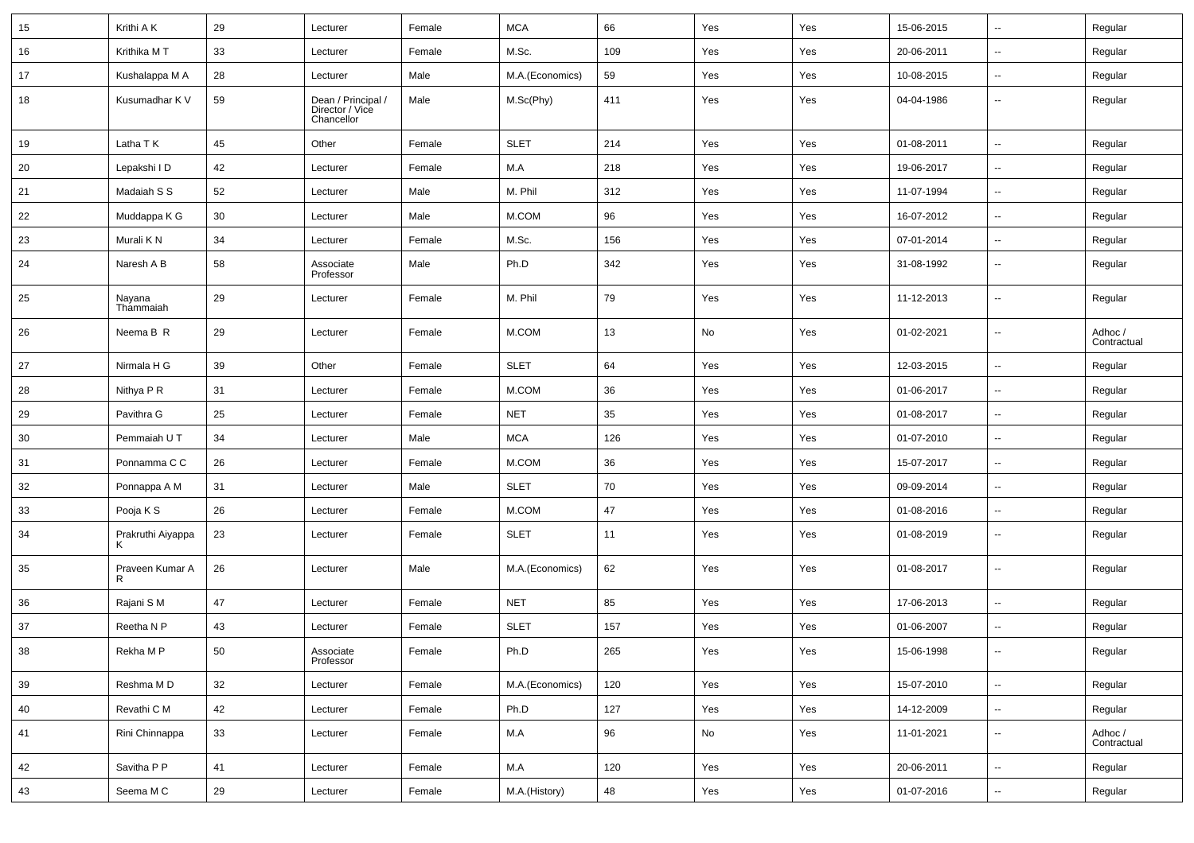| 15 | Krithi A K | 29 | Lecturer | Female | MCA | 66 | Yes | Yes | 15-06-2015 | -- | Regular |
|---|---|---|---|---|---|---|---|---|---|---|---|
| 16 | Krithika M T | 33 | Lecturer | Female | M.Sc. | 109 | Yes | Yes | 20-06-2011 | -- | Regular |
| 17 | Kushalappa M A | 28 | Lecturer | Male | M.A.(Economics) | 59 | Yes | Yes | 10-08-2015 | -- | Regular |
| 18 | Kusumadhar K V | 59 | Dean / Principal / Director / Vice Chancellor | Male | M.Sc(Phy) | 411 | Yes | Yes | 04-04-1986 | -- | Regular |
| 19 | Latha T K | 45 | Other | Female | SLET | 214 | Yes | Yes | 01-08-2011 | -- | Regular |
| 20 | Lepakshi I D | 42 | Lecturer | Female | M.A | 218 | Yes | Yes | 19-06-2017 | -- | Regular |
| 21 | Madaiah S S | 52 | Lecturer | Male | M. Phil | 312 | Yes | Yes | 11-07-1994 | -- | Regular |
| 22 | Muddappa K G | 30 | Lecturer | Male | M.COM | 96 | Yes | Yes | 16-07-2012 | -- | Regular |
| 23 | Murali K N | 34 | Lecturer | Female | M.Sc. | 156 | Yes | Yes | 07-01-2014 | -- | Regular |
| 24 | Naresh A B | 58 | Associate Professor | Male | Ph.D | 342 | Yes | Yes | 31-08-1992 | -- | Regular |
| 25 | Nayana Thammaiah | 29 | Lecturer | Female | M. Phil | 79 | Yes | Yes | 11-12-2013 | -- | Regular |
| 26 | Neema B R | 29 | Lecturer | Female | M.COM | 13 | No | Yes | 01-02-2021 | -- | Adhoc / Contractual |
| 27 | Nirmala H G | 39 | Other | Female | SLET | 64 | Yes | Yes | 12-03-2015 | -- | Regular |
| 28 | Nithya P R | 31 | Lecturer | Female | M.COM | 36 | Yes | Yes | 01-06-2017 | -- | Regular |
| 29 | Pavithra G | 25 | Lecturer | Female | NET | 35 | Yes | Yes | 01-08-2017 | -- | Regular |
| 30 | Pemmaiah U T | 34 | Lecturer | Male | MCA | 126 | Yes | Yes | 01-07-2010 | -- | Regular |
| 31 | Ponnamma C C | 26 | Lecturer | Female | M.COM | 36 | Yes | Yes | 15-07-2017 | -- | Regular |
| 32 | Ponnappa A M | 31 | Lecturer | Male | SLET | 70 | Yes | Yes | 09-09-2014 | -- | Regular |
| 33 | Pooja K S | 26 | Lecturer | Female | M.COM | 47 | Yes | Yes | 01-08-2016 | -- | Regular |
| 34 | Prakruthi Aiyappa K | 23 | Lecturer | Female | SLET | 11 | Yes | Yes | 01-08-2019 | -- | Regular |
| 35 | Praveen Kumar A R | 26 | Lecturer | Male | M.A.(Economics) | 62 | Yes | Yes | 01-08-2017 | -- | Regular |
| 36 | Rajani S M | 47 | Lecturer | Female | NET | 85 | Yes | Yes | 17-06-2013 | -- | Regular |
| 37 | Reetha N P | 43 | Lecturer | Female | SLET | 157 | Yes | Yes | 01-06-2007 | -- | Regular |
| 38 | Rekha M P | 50 | Associate Professor | Female | Ph.D | 265 | Yes | Yes | 15-06-1998 | -- | Regular |
| 39 | Reshma M D | 32 | Lecturer | Female | M.A.(Economics) | 120 | Yes | Yes | 15-07-2010 | -- | Regular |
| 40 | Revathi C M | 42 | Lecturer | Female | Ph.D | 127 | Yes | Yes | 14-12-2009 | -- | Regular |
| 41 | Rini Chinnappa | 33 | Lecturer | Female | M.A | 96 | No | Yes | 11-01-2021 | -- | Adhoc / Contractual |
| 42 | Savitha P P | 41 | Lecturer | Female | M.A | 120 | Yes | Yes | 20-06-2011 | -- | Regular |
| 43 | Seema M C | 29 | Lecturer | Female | M.A.(History) | 48 | Yes | Yes | 01-07-2016 | -- | Regular |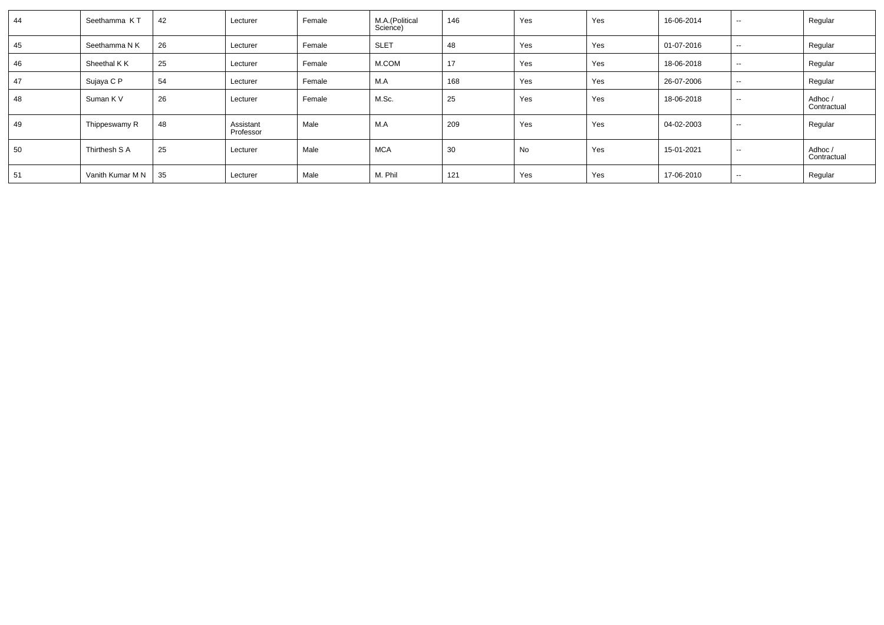| | | | | | | | | | | | |
|---|---|---|---|---|---|---|---|---|---|---|---|
| 44 | Seethamma K T | 42 | Lecturer | Female | M.A.(Political Science) | 146 | Yes | Yes | 16-06-2014 | -- | Regular |
| 45 | Seethamma N K | 26 | Lecturer | Female | SLET | 48 | Yes | Yes | 01-07-2016 | -- | Regular |
| 46 | Sheethal K K | 25 | Lecturer | Female | M.COM | 17 | Yes | Yes | 18-06-2018 | -- | Regular |
| 47 | Sujaya C P | 54 | Lecturer | Female | M.A | 168 | Yes | Yes | 26-07-2006 | -- | Regular |
| 48 | Suman K V | 26 | Lecturer | Female | M.Sc. | 25 | Yes | Yes | 18-06-2018 | -- | Adhoc / Contractual |
| 49 | Thippeswamy R | 48 | Assistant Professor | Male | M.A | 209 | Yes | Yes | 04-02-2003 | -- | Regular |
| 50 | Thirthesh S A | 25 | Lecturer | Male | MCA | 30 | No | Yes | 15-01-2021 | -- | Adhoc / Contractual |
| 51 | Vanith Kumar M N | 35 | Lecturer | Male | M. Phil | 121 | Yes | Yes | 17-06-2010 | -- | Regular |